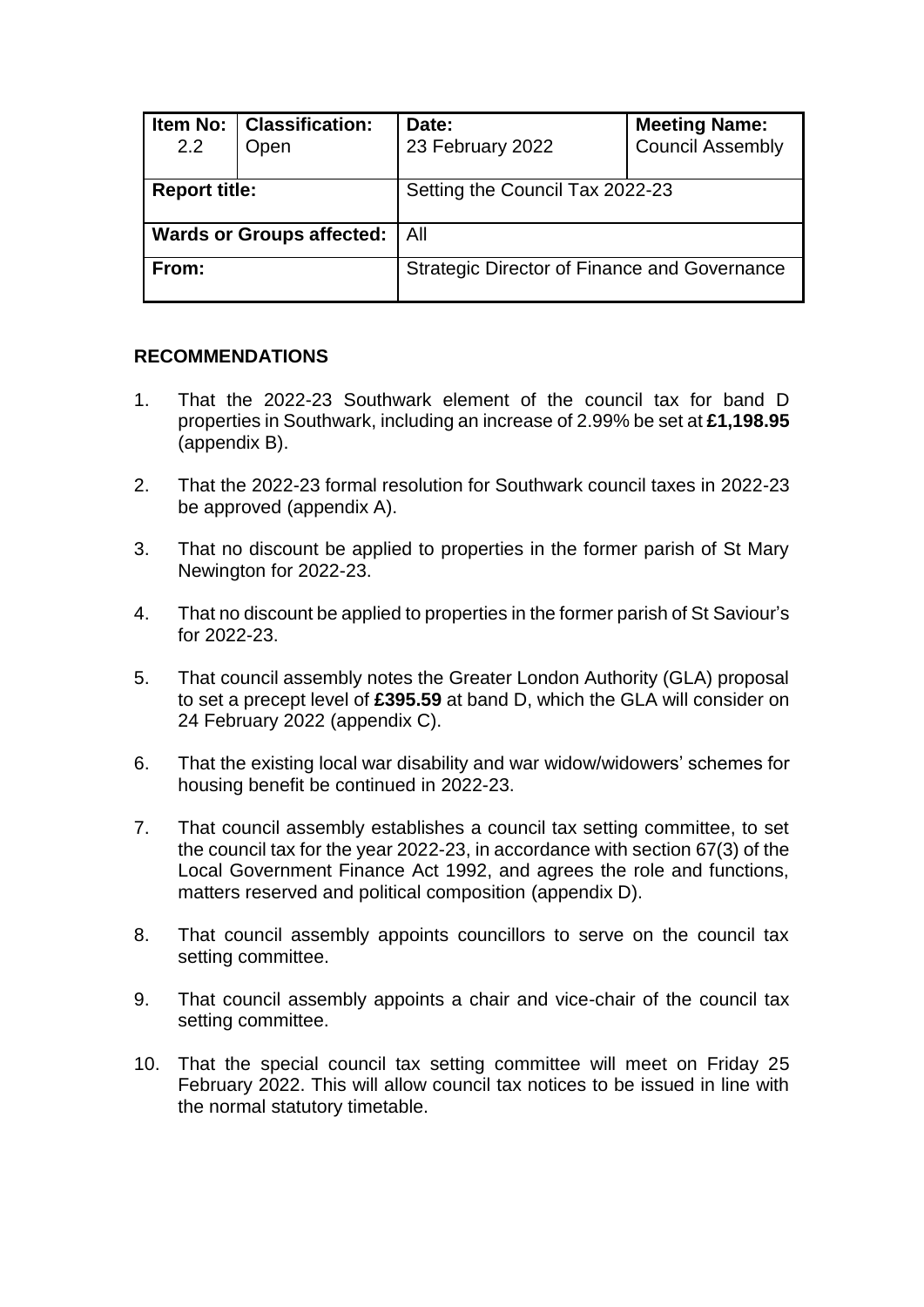| Item No: 2.2 | Classification: Open | Date: 23 February 2022 | Meeting Name: Council Assembly |
|---|---|---|---|
| **Report title:** | | Setting the Council Tax 2022-23 | |
| **Wards or Groups affected:** | | All | |
| **From:** | | Strategic Director of Finance and Governance | |

## RECOMMENDATIONS

1. That the 2022-23 Southwark element of the council tax for band D properties in Southwark, including an increase of 2.99% be set at **£1,198.95** (appendix B).

2. That the 2022-23 formal resolution for Southwark council taxes in 2022-23 be approved (appendix A).

3. That no discount be applied to properties in the former parish of St Mary Newington for 2022-23.

4. That no discount be applied to properties in the former parish of St Saviour's for 2022-23.

5. That council assembly notes the Greater London Authority (GLA) proposal to set a precept level of **£395.59** at band D, which the GLA will consider on 24 February 2022 (appendix C).

6. That the existing local war disability and war widow/widowers' schemes for housing benefit be continued in 2022-23.

7. That council assembly establishes a council tax setting committee, to set the council tax for the year 2022-23, in accordance with section 67(3) of the Local Government Finance Act 1992, and agrees the role and functions, matters reserved and political composition (appendix D).

8. That council assembly appoints councillors to serve on the council tax setting committee.

9. That council assembly appoints a chair and vice-chair of the council tax setting committee.

10. That the special council tax setting committee will meet on Friday 25 February 2022. This will allow council tax notices to be issued in line with the normal statutory timetable.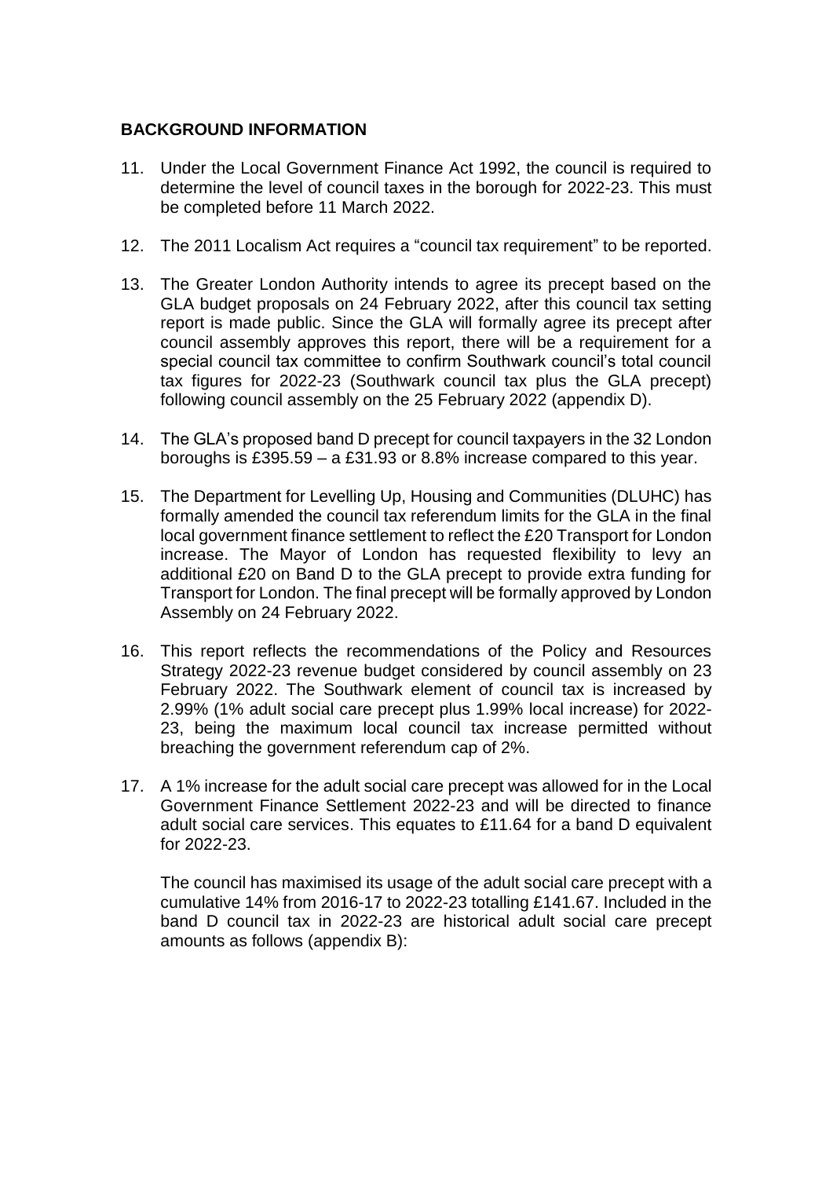**BACKGROUND INFORMATION**

11. Under the Local Government Finance Act 1992, the council is required to determine the level of council taxes in the borough for 2022-23. This must be completed before 11 March 2022.

12. The 2011 Localism Act requires a "council tax requirement" to be reported.

13. The Greater London Authority intends to agree its precept based on the GLA budget proposals on 24 February 2022, after this council tax setting report is made public. Since the GLA will formally agree its precept after council assembly approves this report, there will be a requirement for a special council tax committee to confirm Southwark council's total council tax figures for 2022-23 (Southwark council tax plus the GLA precept) following council assembly on the 25 February 2022 (appendix D).

14. The GLA's proposed band D precept for council taxpayers in the 32 London boroughs is £395.59 – a £31.93 or 8.8% increase compared to this year.

15. The Department for Levelling Up, Housing and Communities (DLUHC) has formally amended the council tax referendum limits for the GLA in the final local government finance settlement to reflect the £20 Transport for London increase. The Mayor of London has requested flexibility to levy an additional £20 on Band D to the GLA precept to provide extra funding for Transport for London. The final precept will be formally approved by London Assembly on 24 February 2022.

16. This report reflects the recommendations of the Policy and Resources Strategy 2022-23 revenue budget considered by council assembly on 23 February 2022. The Southwark element of council tax is increased by 2.99% (1% adult social care precept plus 1.99% local increase) for 2022-23, being the maximum local council tax increase permitted without breaching the government referendum cap of 2%.

17. A 1% increase for the adult social care precept was allowed for in the Local Government Finance Settlement 2022-23 and will be directed to finance adult social care services. This equates to £11.64 for a band D equivalent for 2022-23.

    The council has maximised its usage of the adult social care precept with a cumulative 14% from 2016-17 to 2022-23 totalling £141.67. Included in the band D council tax in 2022-23 are historical adult social care precept amounts as follows (appendix B):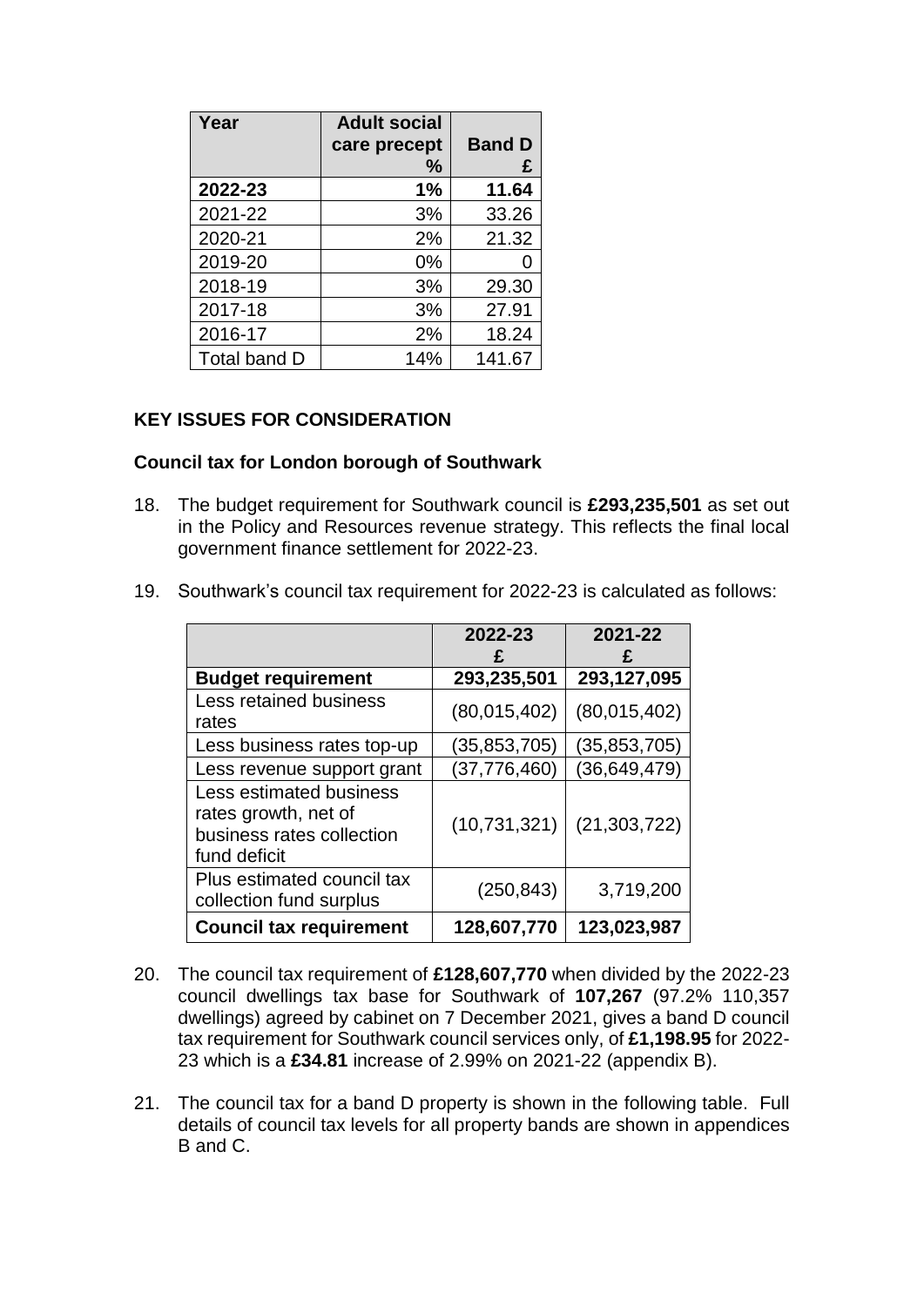| Year | Adult social care precept % | Band D £ |
|---|---|---|
| **2022-23** | **1%** | **11.64** |
| 2021-22 | 3% | 33.26 |
| 2020-21 | 2% | 21.32 |
| 2019-20 | 0% | 0 |
| 2018-19 | 3% | 29.30 |
| 2017-18 | 3% | 27.91 |
| 2016-17 | 2% | 18.24 |
| Total band D | 14% | 141.67 |

## KEY ISSUES FOR CONSIDERATION

### Council tax for London borough of Southwark

18. The budget requirement for Southwark council is **£293,235,501** as set out in the Policy and Resources revenue strategy. This reflects the final local government finance settlement for 2022-23.

19. Southwark's council tax requirement for 2022-23 is calculated as follows:

| | 2022-23 £ | 2021-22 £ |
|---|---|---|
| **Budget requirement** | **293,235,501** | **293,127,095** |
| Less retained business rates | (80,015,402) | (80,015,402) |
| Less business rates top-up | (35,853,705) | (35,853,705) |
| Less revenue support grant | (37,776,460) | (36,649,479) |
| Less estimated business rates growth, net of business rates collection fund deficit | (10,731,321) | (21,303,722) |
| Plus estimated council tax collection fund surplus | (250,843) | 3,719,200 |
| **Council tax requirement** | **128,607,770** | **123,023,987** |

20. The council tax requirement of **£128,607,770** when divided by the 2022-23 council dwellings tax base for Southwark of **107,267** (97.2% 110,357 dwellings) agreed by cabinet on 7 December 2021, gives a band D council tax requirement for Southwark council services only, of **£1,198.95** for 2022-23 which is a **£34.81** increase of 2.99% on 2021-22 (appendix B).

21. The council tax for a band D property is shown in the following table. Full details of council tax levels for all property bands are shown in appendices B and C.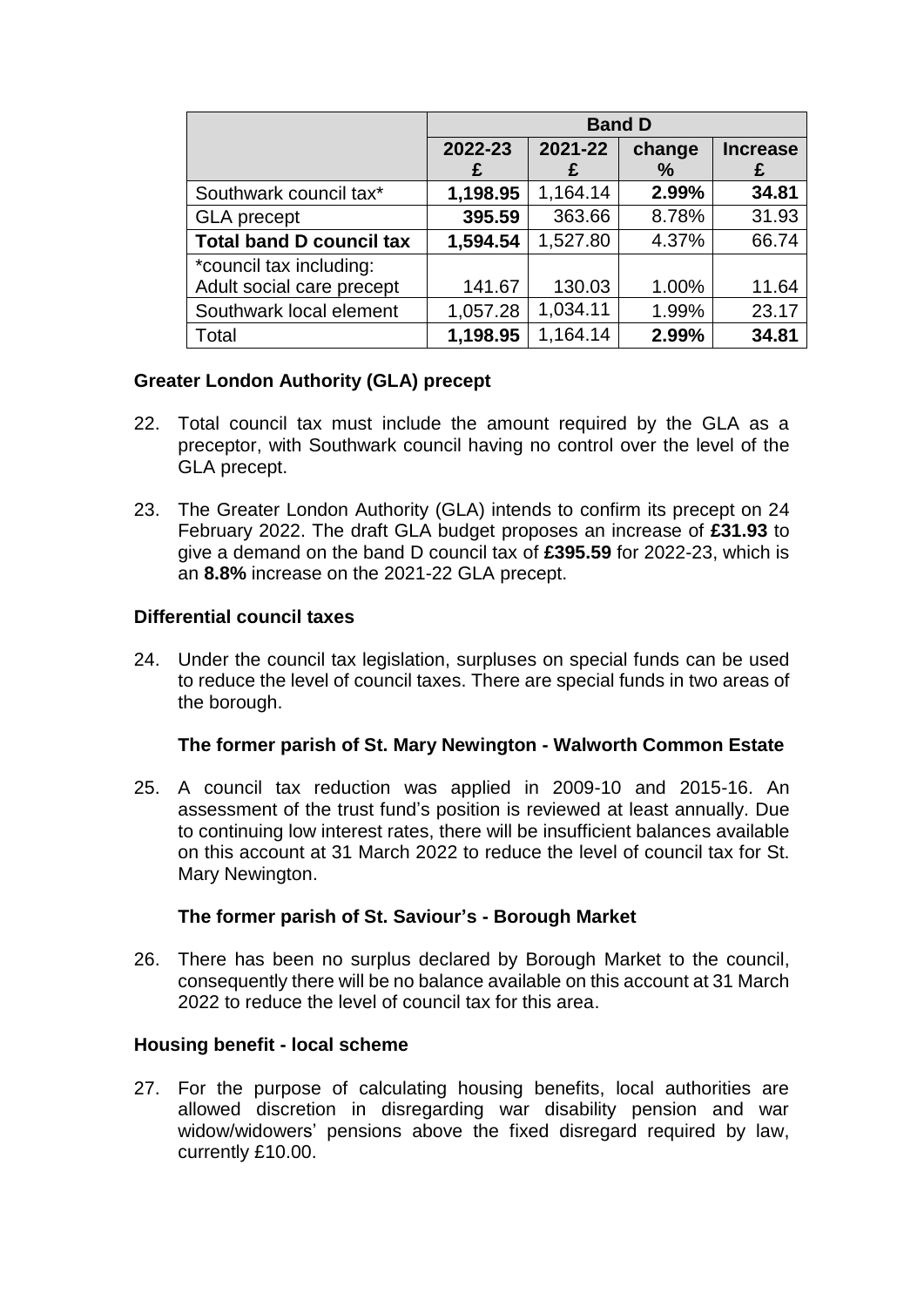| | Band D | | | |
|---|---|---|---|---|
| | **2022-23 £** | **2021-22 £** | **change %** | **Increase £** |
| Southwark council tax* | **1,198.95** | 1,164.14 | **2.99%** | **34.81** |
| GLA precept | **395.59** | 363.66 | 8.78% | 31.93 |
| **Total band D council tax** | **1,594.54** | 1,527.80 | 4.37% | 66.74 |
| *council tax including: Adult social care precept | 141.67 | 130.03 | 1.00% | 11.64 |
| Southwark local element | 1,057.28 | 1,034.11 | 1.99% | 23.17 |
| Total | **1,198.95** | 1,164.14 | **2.99%** | **34.81** |

**Greater London Authority (GLA) precept**

22. Total council tax must include the amount required by the GLA as a preceptor, with Southwark council having no control over the level of the GLA precept.

23. The Greater London Authority (GLA) intends to confirm its precept on 24 February 2022. The draft GLA budget proposes an increase of **£31.93** to give a demand on the band D council tax of **£395.59** for 2022-23, which is an **8.8%** increase on the 2021-22 GLA precept.

**Differential council taxes**

24. Under the council tax legislation, surpluses on special funds can be used to reduce the level of council taxes. There are special funds in two areas of the borough.

**The former parish of St. Mary Newington - Walworth Common Estate**

25. A council tax reduction was applied in 2009-10 and 2015-16. An assessment of the trust fund's position is reviewed at least annually. Due to continuing low interest rates, there will be insufficient balances available on this account at 31 March 2022 to reduce the level of council tax for St. Mary Newington.

**The former parish of St. Saviour's - Borough Market**

26. There has been no surplus declared by Borough Market to the council, consequently there will be no balance available on this account at 31 March 2022 to reduce the level of council tax for this area.

**Housing benefit - local scheme**

27. For the purpose of calculating housing benefits, local authorities are allowed discretion in disregarding war disability pension and war widow/widowers' pensions above the fixed disregard required by law, currently £10.00.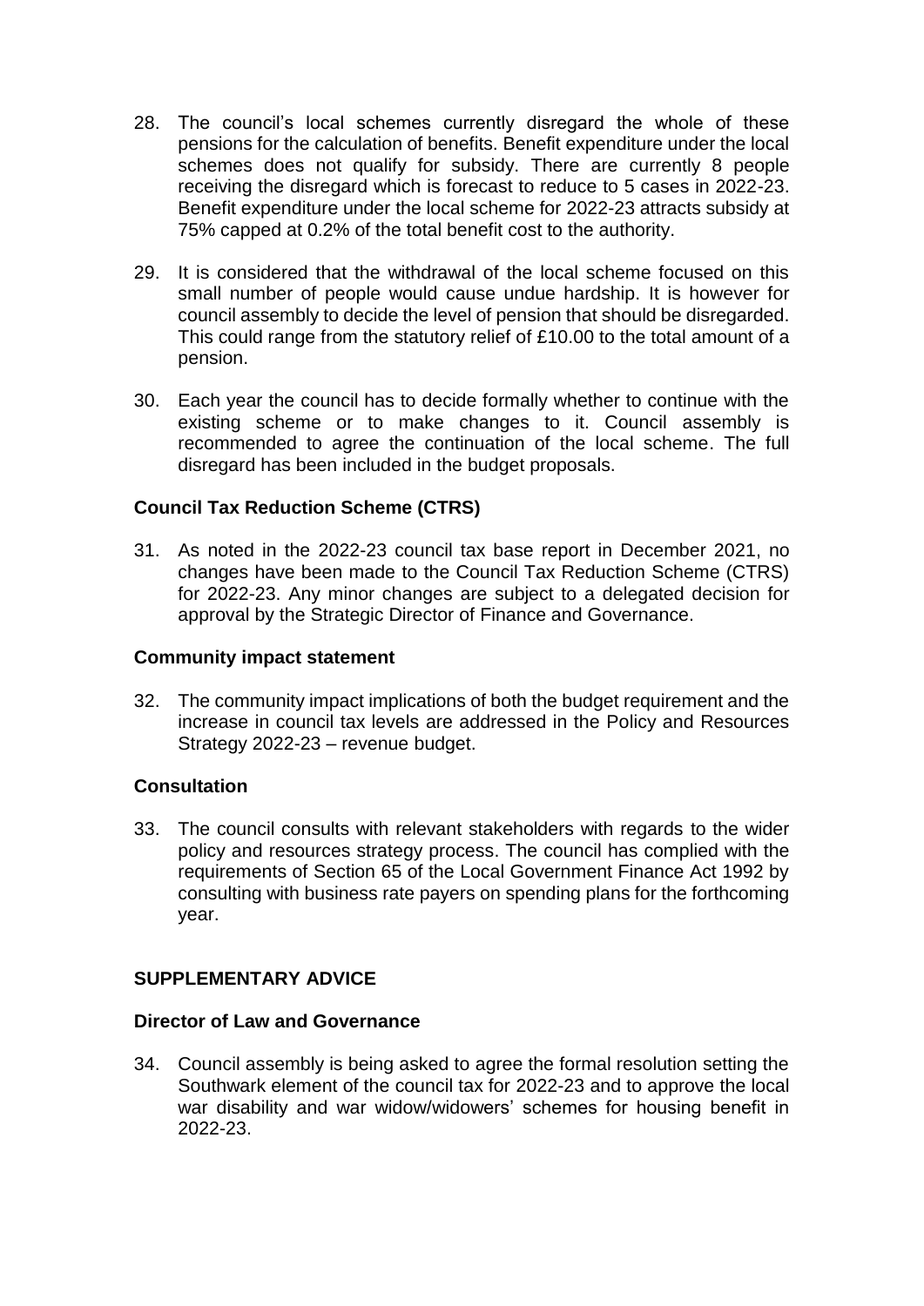28. The council's local schemes currently disregard the whole of these pensions for the calculation of benefits. Benefit expenditure under the local schemes does not qualify for subsidy. There are currently 8 people receiving the disregard which is forecast to reduce to 5 cases in 2022-23. Benefit expenditure under the local scheme for 2022-23 attracts subsidy at 75% capped at 0.2% of the total benefit cost to the authority.

29. It is considered that the withdrawal of the local scheme focused on this small number of people would cause undue hardship. It is however for council assembly to decide the level of pension that should be disregarded. This could range from the statutory relief of £10.00 to the total amount of a pension.

30. Each year the council has to decide formally whether to continue with the existing scheme or to make changes to it. Council assembly is recommended to agree the continuation of the local scheme. The full disregard has been included in the budget proposals.

**Council Tax Reduction Scheme (CTRS)**

31. As noted in the 2022-23 council tax base report in December 2021, no changes have been made to the Council Tax Reduction Scheme (CTRS) for 2022-23. Any minor changes are subject to a delegated decision for approval by the Strategic Director of Finance and Governance.

**Community impact statement**

32. The community impact implications of both the budget requirement and the increase in council tax levels are addressed in the Policy and Resources Strategy 2022-23 – revenue budget.

**Consultation**

33. The council consults with relevant stakeholders with regards to the wider policy and resources strategy process. The council has complied with the requirements of Section 65 of the Local Government Finance Act 1992 by consulting with business rate payers on spending plans for the forthcoming year.

**SUPPLEMENTARY ADVICE**

**Director of Law and Governance**

34. Council assembly is being asked to agree the formal resolution setting the Southwark element of the council tax for 2022-23 and to approve the local war disability and war widow/widowers' schemes for housing benefit in 2022-23.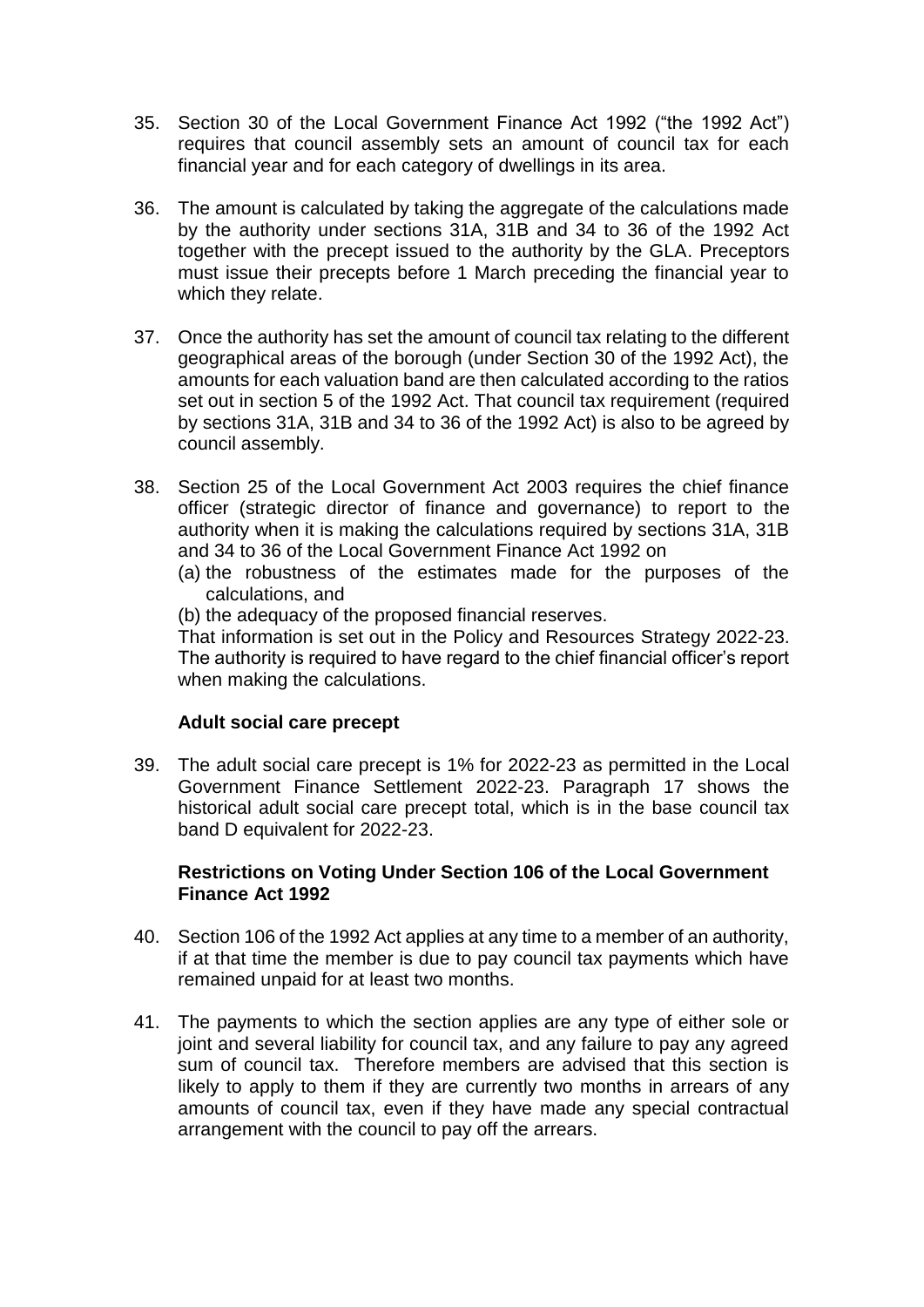35. Section 30 of the Local Government Finance Act 1992 ("the 1992 Act") requires that council assembly sets an amount of council tax for each financial year and for each category of dwellings in its area.

36. The amount is calculated by taking the aggregate of the calculations made by the authority under sections 31A, 31B and 34 to 36 of the 1992 Act together with the precept issued to the authority by the GLA. Preceptors must issue their precepts before 1 March preceding the financial year to which they relate.

37. Once the authority has set the amount of council tax relating to the different geographical areas of the borough (under Section 30 of the 1992 Act), the amounts for each valuation band are then calculated according to the ratios set out in section 5 of the 1992 Act. That council tax requirement (required by sections 31A, 31B and 34 to 36 of the 1992 Act) is also to be agreed by council assembly.

38. Section 25 of the Local Government Act 2003 requires the chief finance officer (strategic director of finance and governance) to report to the authority when it is making the calculations required by sections 31A, 31B and 34 to 36 of the Local Government Finance Act 1992 on
    (a) the robustness of the estimates made for the purposes of the calculations, and
    (b) the adequacy of the proposed financial reserves.

    That information is set out in the Policy and Resources Strategy 2022-23. The authority is required to have regard to the chief financial officer's report when making the calculations.

### Adult social care precept

39. The adult social care precept is 1% for 2022-23 as permitted in the Local Government Finance Settlement 2022-23. Paragraph 17 shows the historical adult social care precept total, which is in the base council tax band D equivalent for 2022-23.

### Restrictions on Voting Under Section 106 of the Local Government Finance Act 1992

40. Section 106 of the 1992 Act applies at any time to a member of an authority, if at that time the member is due to pay council tax payments which have remained unpaid for at least two months.

41. The payments to which the section applies are any type of either sole or joint and several liability for council tax, and any failure to pay any agreed sum of council tax. Therefore members are advised that this section is likely to apply to them if they are currently two months in arrears of any amounts of council tax, even if they have made any special contractual arrangement with the council to pay off the arrears.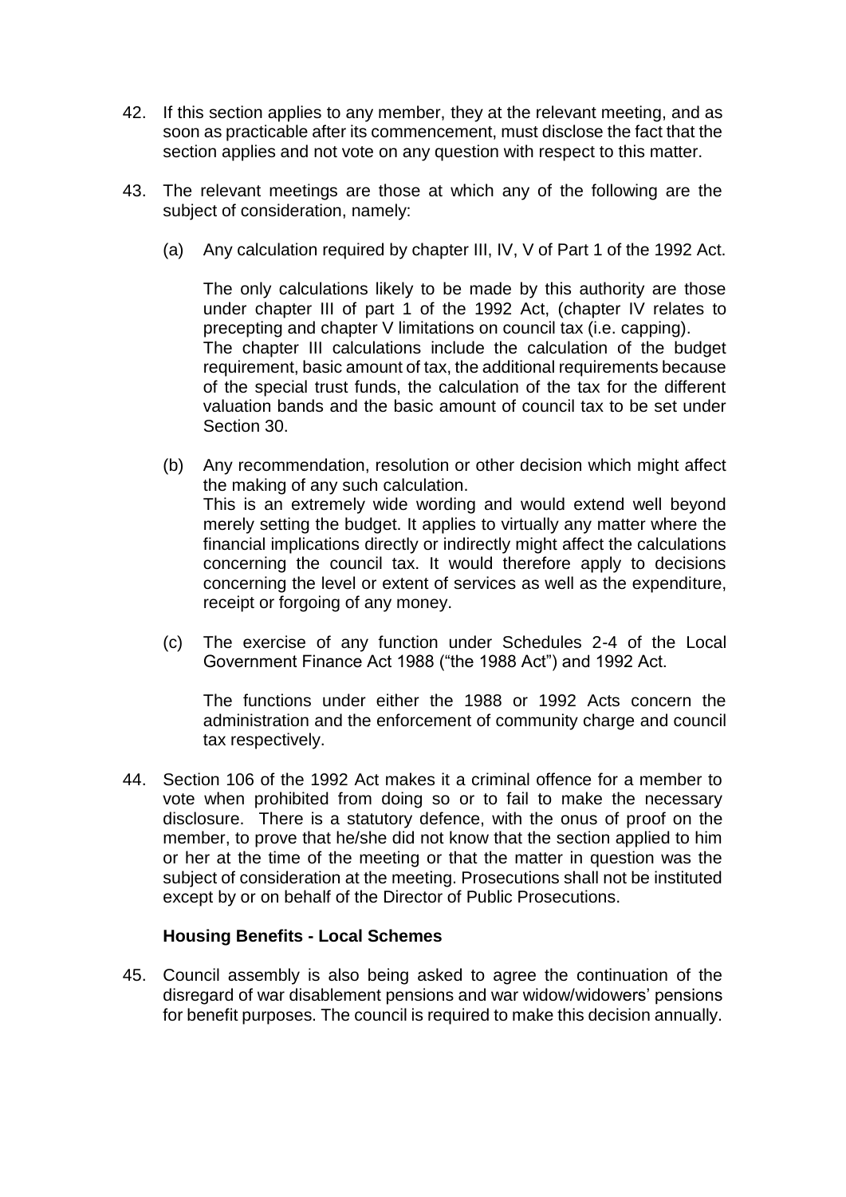42. If this section applies to any member, they at the relevant meeting, and as soon as practicable after its commencement, must disclose the fact that the section applies and not vote on any question with respect to this matter.

43. The relevant meetings are those at which any of the following are the subject of consideration, namely:

    (a) Any calculation required by chapter III, IV, V of Part 1 of the 1992 Act.

    The only calculations likely to be made by this authority are those under chapter III of part 1 of the 1992 Act, (chapter IV relates to precepting and chapter V limitations on council tax (i.e. capping). The chapter III calculations include the calculation of the budget requirement, basic amount of tax, the additional requirements because of the special trust funds, the calculation of the tax for the different valuation bands and the basic amount of council tax to be set under Section 30.

    (b) Any recommendation, resolution or other decision which might affect the making of any such calculation.
    This is an extremely wide wording and would extend well beyond merely setting the budget. It applies to virtually any matter where the financial implications directly or indirectly might affect the calculations concerning the council tax. It would therefore apply to decisions concerning the level or extent of services as well as the expenditure, receipt or forgoing of any money.

    (c) The exercise of any function under Schedules 2-4 of the Local Government Finance Act 1988 ("the 1988 Act") and 1992 Act.

    The functions under either the 1988 or 1992 Acts concern the administration and the enforcement of community charge and council tax respectively.

44. Section 106 of the 1992 Act makes it a criminal offence for a member to vote when prohibited from doing so or to fail to make the necessary disclosure. There is a statutory defence, with the onus of proof on the member, to prove that he/she did not know that the section applied to him or her at the time of the meeting or that the matter in question was the subject of consideration at the meeting. Prosecutions shall not be instituted except by or on behalf of the Director of Public Prosecutions.

**Housing Benefits - Local Schemes**

45. Council assembly is also being asked to agree the continuation of the disregard of war disablement pensions and war widow/widowers' pensions for benefit purposes. The council is required to make this decision annually.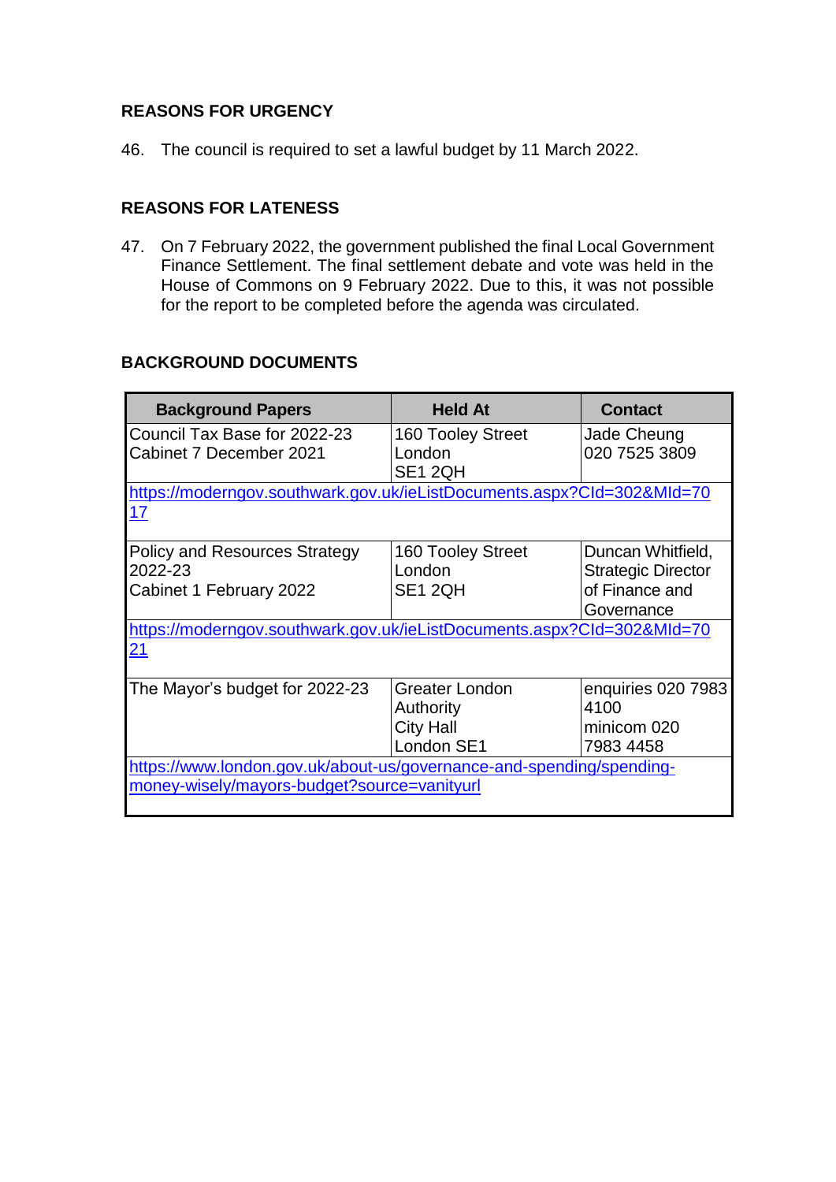## REASONS FOR URGENCY

46. The council is required to set a lawful budget by 11 March 2022.

## REASONS FOR LATENESS

47. On 7 February 2022, the government published the final Local Government Finance Settlement. The final settlement debate and vote was held in the House of Commons on 9 February 2022. Due to this, it was not possible for the report to be completed before the agenda was circulated.

## BACKGROUND DOCUMENTS

| Background Papers | Held At | Contact |
|---|---|---|
| Council Tax Base for 2022-23<br>Cabinet 7 December 2021 | 160 Tooley Street<br>London<br>SE1 2QH | Jade Cheung<br>020 7525 3809 |
| https://moderngov.southwark.gov.uk/ieListDocuments.aspx?CId=302&MId=7017 | | |
| Policy and Resources Strategy 2022-23<br>Cabinet 1 February 2022 | 160 Tooley Street<br>London<br>SE1 2QH | Duncan Whitfield, Strategic Director of Finance and Governance |
| https://moderngov.southwark.gov.uk/ieListDocuments.aspx?CId=302&MId=7021 | | |
| The Mayor's budget for 2022-23 | Greater London Authority<br>City Hall<br>London SE1 | enquiries 020 7983 4100<br>minicom 020 7983 4458 |
| https://www.london.gov.uk/about-us/governance-and-spending/spending-money-wisely/mayors-budget?source=vanityurl | | |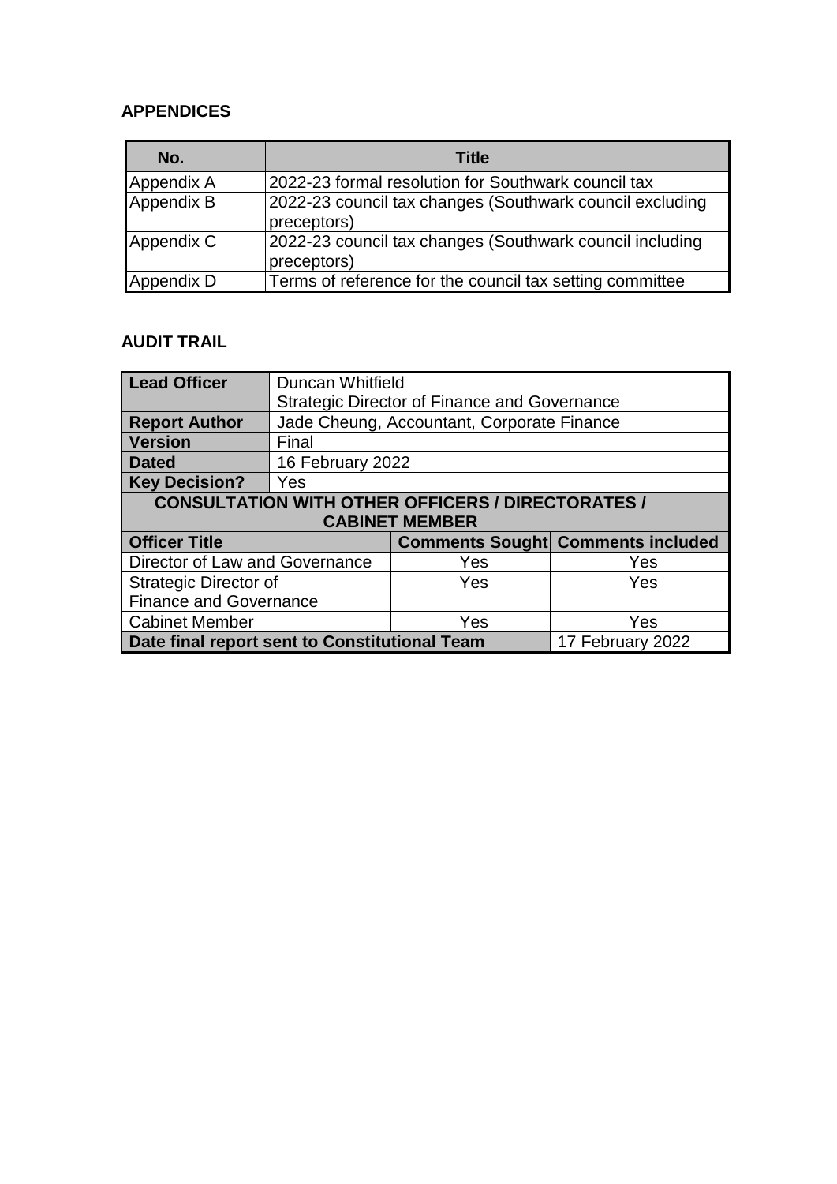## APPENDICES

| No. | Title |
|---|---|
| Appendix A | 2022-23 formal resolution for Southwark council tax |
| Appendix B | 2022-23 council tax changes (Southwark council excluding preceptors) |
| Appendix C | 2022-23 council tax changes (Southwark council including preceptors) |
| Appendix D | Terms of reference for the council tax setting committee |

## AUDIT TRAIL

| | | | |
|---|---|---|---|
| **Lead Officer** | Duncan Whitfield<br>Strategic Director of Finance and Governance | | |
| **Report Author** | Jade Cheung, Accountant, Corporate Finance | | |
| **Version** | Final | | |
| **Dated** | 16 February 2022 | | |
| **Key Decision?** | Yes | | |
| **CONSULTATION WITH OTHER OFFICERS / DIRECTORATES / CABINET MEMBER** | | | |
| **Officer Title** | | **Comments Sought** | **Comments included** |
| Director of Law and Governance | | Yes | Yes |
| Strategic Director of Finance and Governance | | Yes | Yes |
| Cabinet Member | | Yes | Yes |
| **Date final report sent to Constitutional Team** | | | 17 February 2022 |